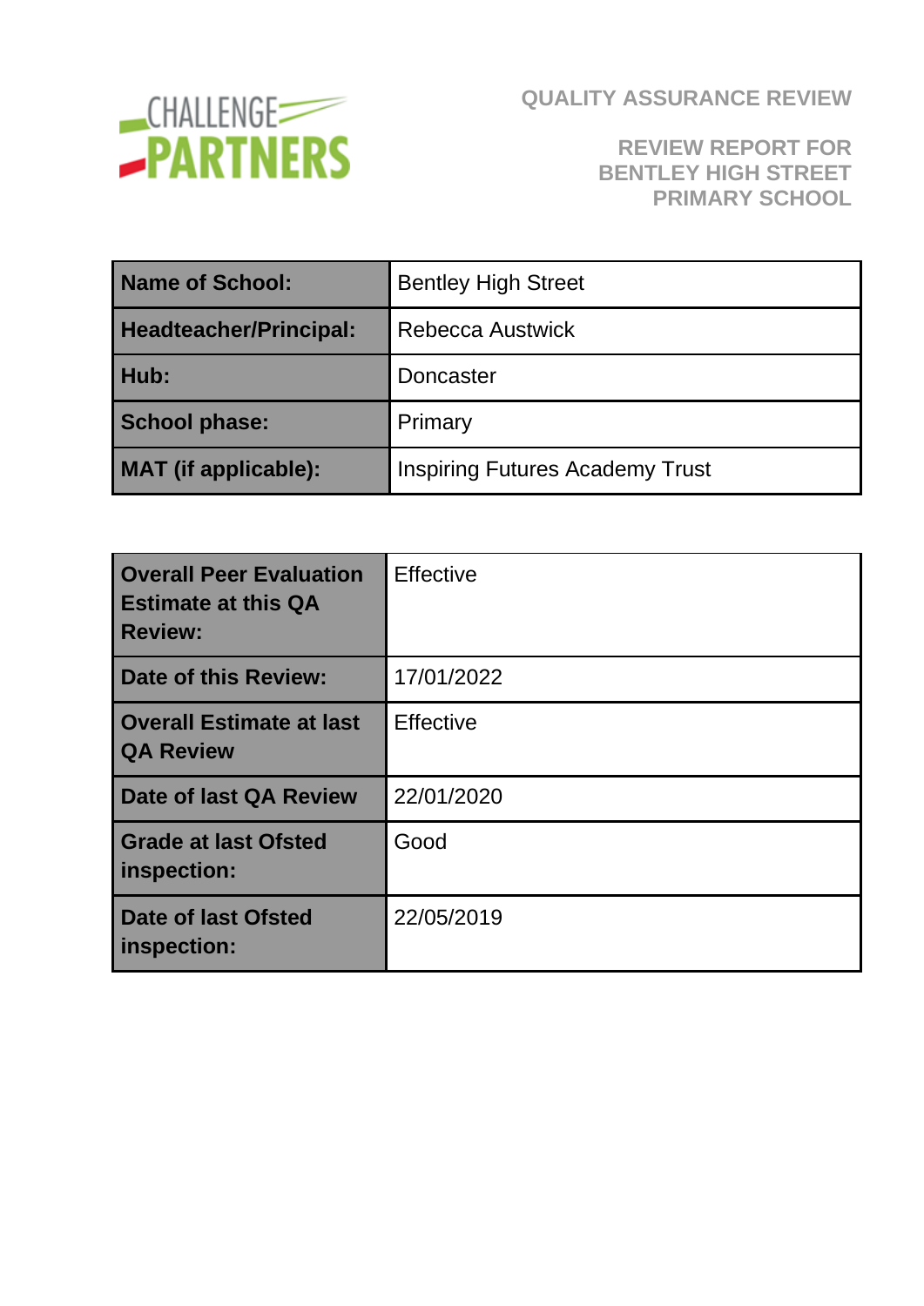CHALLENGE PARTNERS

# QUALITY ASSURANCE REVIEW

## REVIEW REPORT FOR BENTLEY HIGH STREET PRIMARY SCHOOL

| | |
|---|---|
| **Name of School:** | Bentley High Street |
| **Headteacher/Principal:** | Rebecca Austwick |
| **Hub:** | Doncaster |
| **School phase:** | Primary |
| **MAT (if applicable):** | Inspiring Futures Academy Trust |

| | |
|---|---|
| **Overall Peer Evaluation Estimate at this QA Review:** | Effective |
| **Date of this Review:** | 17/01/2022 |
| **Overall Estimate at last QA Review** | Effective |
| **Date of last QA Review** | 22/01/2020 |
| **Grade at last Ofsted inspection:** | Good |
| **Date of last Ofsted inspection:** | 22/05/2019 |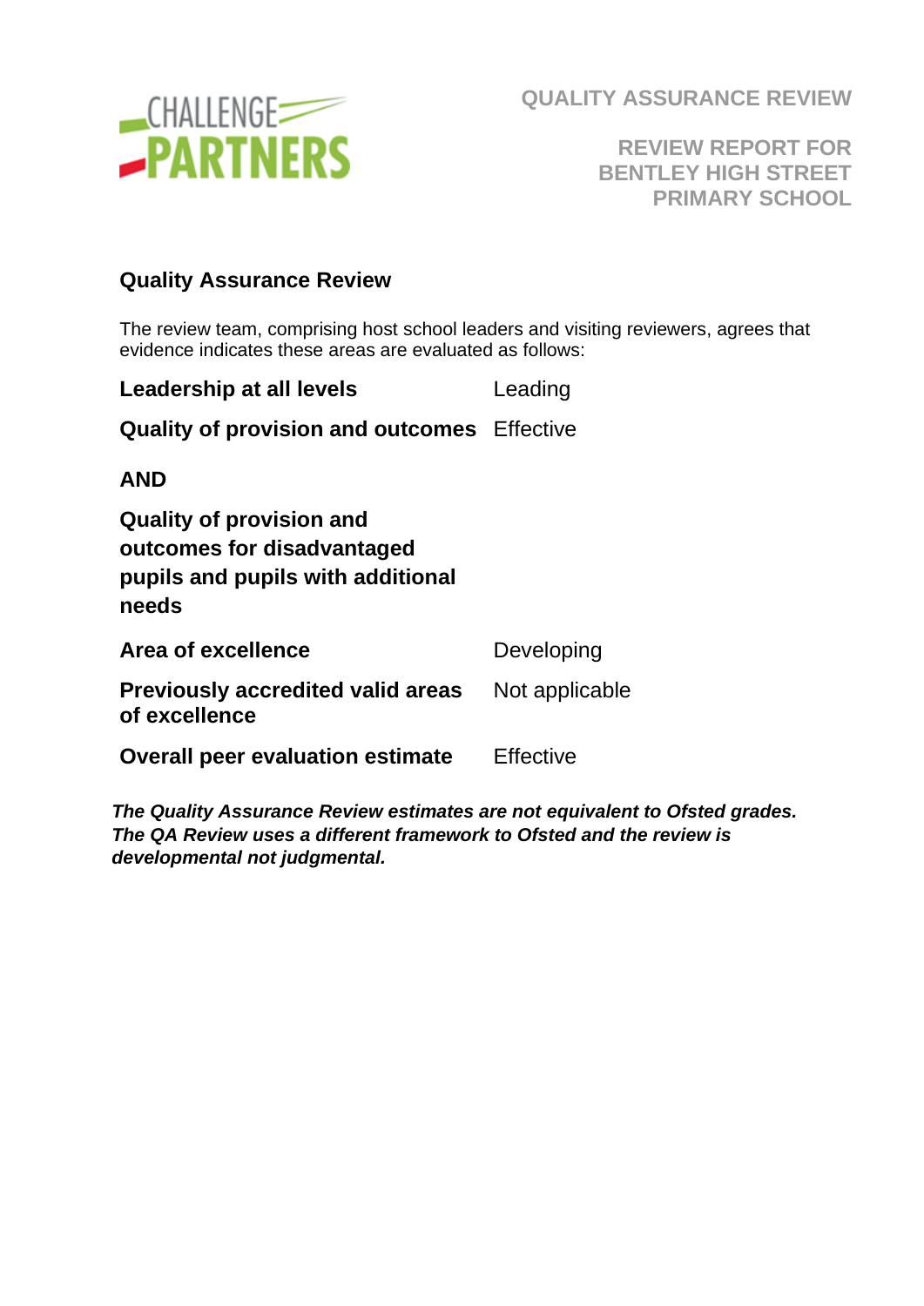# QUALITY ASSURANCE REVIEW

## REVIEW REPORT FOR BENTLEY HIGH STREET PRIMARY SCHOOL

### Quality Assurance Review

The review team, comprising host school leaders and visiting reviewers, agrees that evidence indicates these areas are evaluated as follows:

| | |
|---|---|
| **Leadership at all levels** | Leading |
| **Quality of provision and outcomes** | Effective |
| **AND** | |
| **Quality of provision and outcomes for disadvantaged pupils and pupils with additional needs** | |
| **Area of excellence** | Developing |
| **Previously accredited valid areas of excellence** | Not applicable |
| **Overall peer evaluation estimate** | Effective |

***The Quality Assurance Review estimates are not equivalent to Ofsted grades. The QA Review uses a different framework to Ofsted and the review is developmental not judgmental.***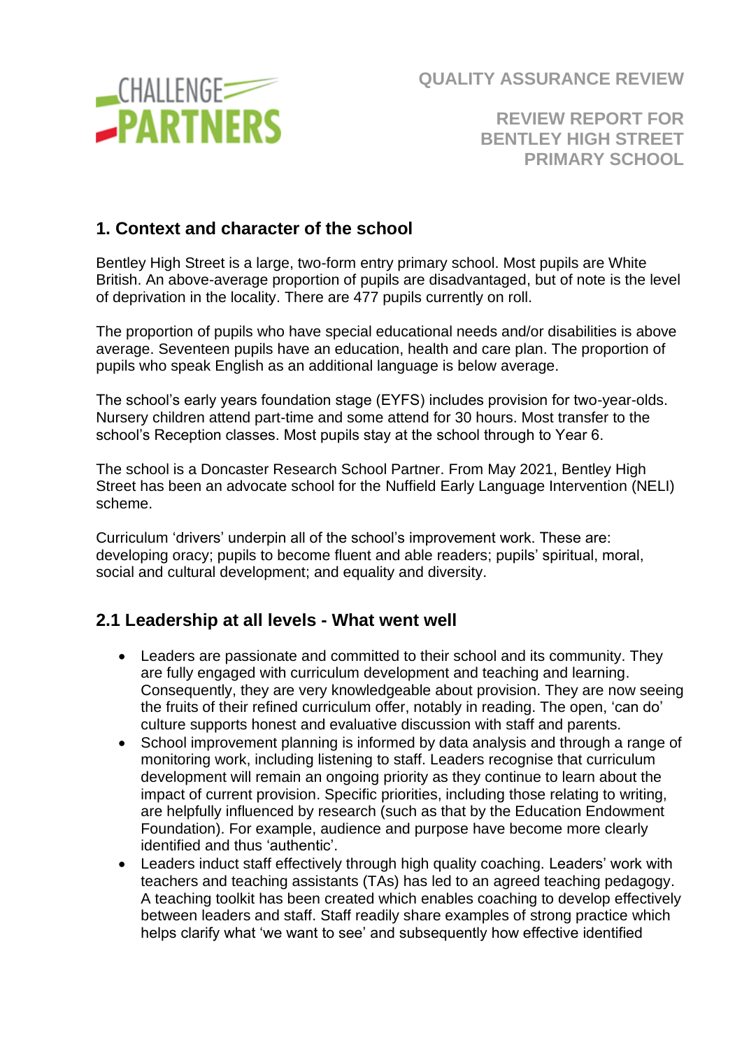QUALITY ASSURANCE REVIEW

REVIEW REPORT FOR BENTLEY HIGH STREET PRIMARY SCHOOL

## 1. Context and character of the school

Bentley High Street is a large, two-form entry primary school. Most pupils are White British. An above-average proportion of pupils are disadvantaged, but of note is the level of deprivation in the locality. There are 477 pupils currently on roll.

The proportion of pupils who have special educational needs and/or disabilities is above average. Seventeen pupils have an education, health and care plan. The proportion of pupils who speak English as an additional language is below average.

The school's early years foundation stage (EYFS) includes provision for two-year-olds. Nursery children attend part-time and some attend for 30 hours. Most transfer to the school's Reception classes. Most pupils stay at the school through to Year 6.

The school is a Doncaster Research School Partner. From May 2021, Bentley High Street has been an advocate school for the Nuffield Early Language Intervention (NELI) scheme.

Curriculum 'drivers' underpin all of the school's improvement work. These are: developing oracy; pupils to become fluent and able readers; pupils' spiritual, moral, social and cultural development; and equality and diversity.

## 2.1 Leadership at all levels - What went well

- Leaders are passionate and committed to their school and its community. They are fully engaged with curriculum development and teaching and learning. Consequently, they are very knowledgeable about provision. They are now seeing the fruits of their refined curriculum offer, notably in reading. The open, 'can do' culture supports honest and evaluative discussion with staff and parents.
- School improvement planning is informed by data analysis and through a range of monitoring work, including listening to staff. Leaders recognise that curriculum development will remain an ongoing priority as they continue to learn about the impact of current provision. Specific priorities, including those relating to writing, are helpfully influenced by research (such as that by the Education Endowment Foundation). For example, audience and purpose have become more clearly identified and thus 'authentic'.
- Leaders induct staff effectively through high quality coaching. Leaders' work with teachers and teaching assistants (TAs) has led to an agreed teaching pedagogy. A teaching toolkit has been created which enables coaching to develop effectively between leaders and staff. Staff readily share examples of strong practice which helps clarify what 'we want to see' and subsequently how effective identified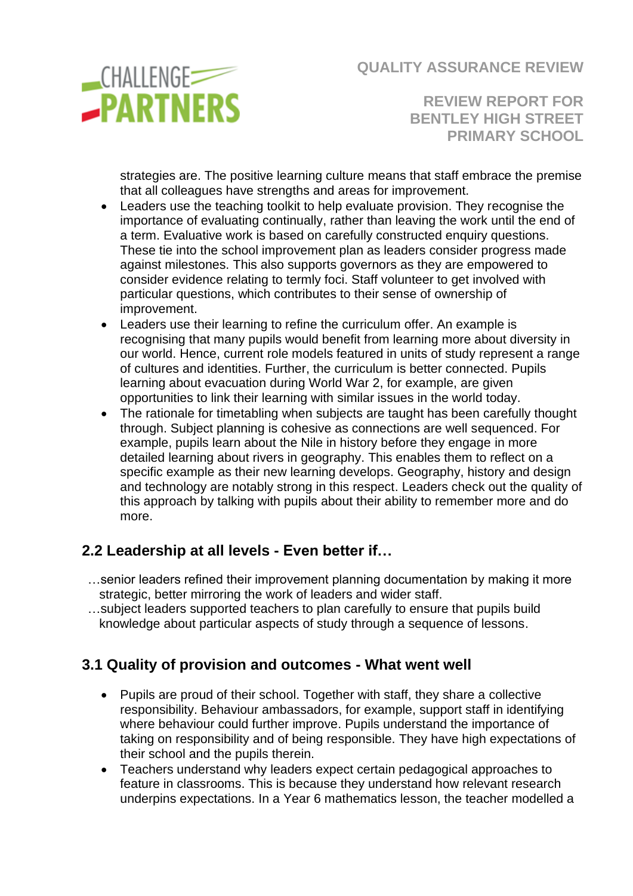strategies are. The positive learning culture means that staff embrace the premise that all colleagues have strengths and areas for improvement.

- Leaders use the teaching toolkit to help evaluate provision. They recognise the importance of evaluating continually, rather than leaving the work until the end of a term. Evaluative work is based on carefully constructed enquiry questions. These tie into the school improvement plan as leaders consider progress made against milestones. This also supports governors as they are empowered to consider evidence relating to termly foci. Staff volunteer to get involved with particular questions, which contributes to their sense of ownership of improvement.
- Leaders use their learning to refine the curriculum offer. An example is recognising that many pupils would benefit from learning more about diversity in our world. Hence, current role models featured in units of study represent a range of cultures and identities. Further, the curriculum is better connected. Pupils learning about evacuation during World War 2, for example, are given opportunities to link their learning with similar issues in the world today.
- The rationale for timetabling when subjects are taught has been carefully thought through. Subject planning is cohesive as connections are well sequenced. For example, pupils learn about the Nile in history before they engage in more detailed learning about rivers in geography. This enables them to reflect on a specific example as their new learning develops. Geography, history and design and technology are notably strong in this respect. Leaders check out the quality of this approach by talking with pupils about their ability to remember more and do more.

## 2.2 Leadership at all levels - Even better if…

…senior leaders refined their improvement planning documentation by making it more strategic, better mirroring the work of leaders and wider staff.

…subject leaders supported teachers to plan carefully to ensure that pupils build knowledge about particular aspects of study through a sequence of lessons.

## 3.1 Quality of provision and outcomes - What went well

- Pupils are proud of their school. Together with staff, they share a collective responsibility. Behaviour ambassadors, for example, support staff in identifying where behaviour could further improve. Pupils understand the importance of taking on responsibility and of being responsible. They have high expectations of their school and the pupils therein.
- Teachers understand why leaders expect certain pedagogical approaches to feature in classrooms. This is because they understand how relevant research underpins expectations. In a Year 6 mathematics lesson, the teacher modelled a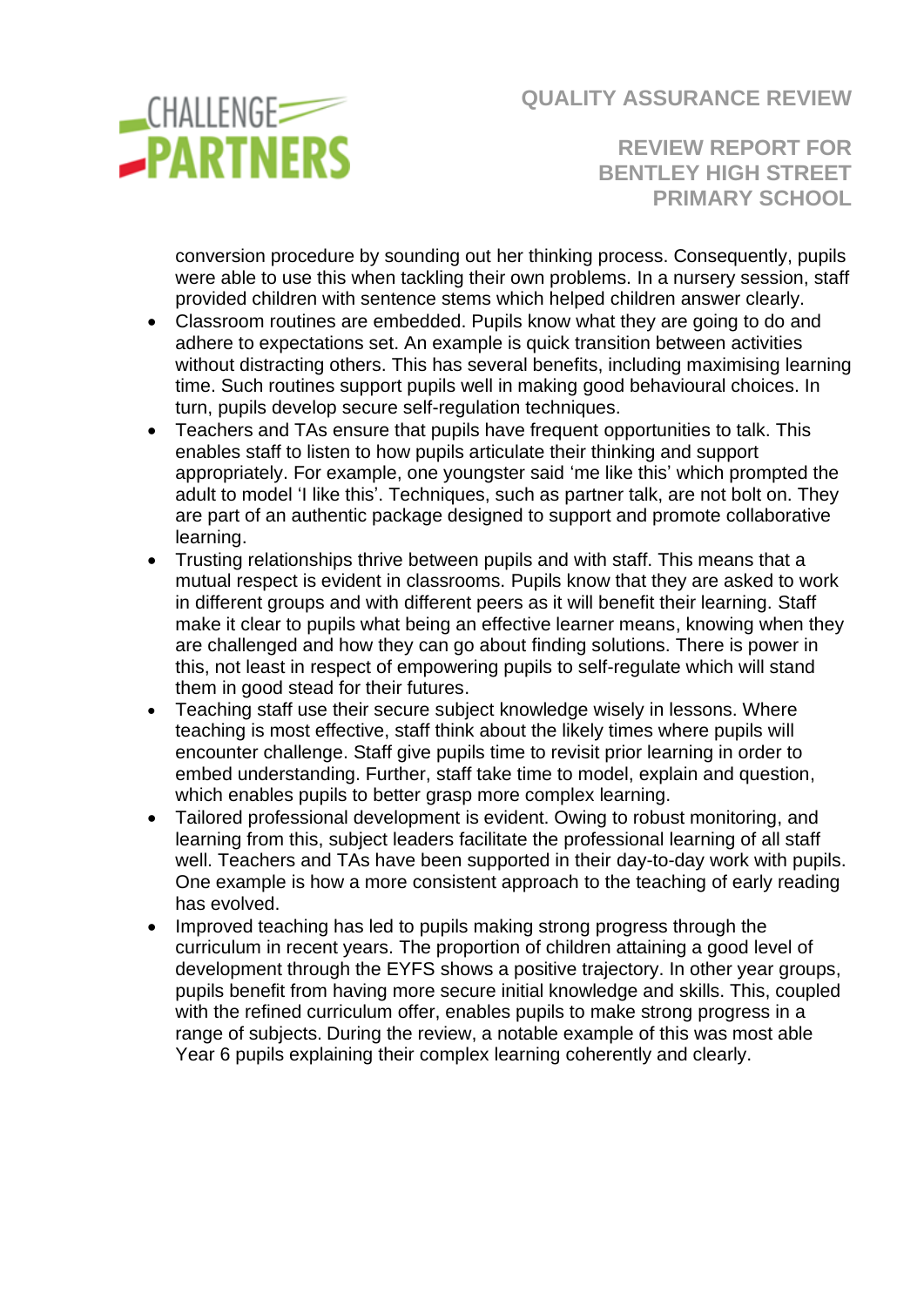conversion procedure by sounding out her thinking process. Consequently, pupils were able to use this when tackling their own problems. In a nursery session, staff provided children with sentence stems which helped children answer clearly.

- Classroom routines are embedded. Pupils know what they are going to do and adhere to expectations set. An example is quick transition between activities without distracting others. This has several benefits, including maximising learning time. Such routines support pupils well in making good behavioural choices. In turn, pupils develop secure self-regulation techniques.
- Teachers and TAs ensure that pupils have frequent opportunities to talk. This enables staff to listen to how pupils articulate their thinking and support appropriately. For example, one youngster said 'me like this' which prompted the adult to model 'I like this'. Techniques, such as partner talk, are not bolt on. They are part of an authentic package designed to support and promote collaborative learning.
- Trusting relationships thrive between pupils and with staff. This means that a mutual respect is evident in classrooms. Pupils know that they are asked to work in different groups and with different peers as it will benefit their learning. Staff make it clear to pupils what being an effective learner means, knowing when they are challenged and how they can go about finding solutions. There is power in this, not least in respect of empowering pupils to self-regulate which will stand them in good stead for their futures.
- Teaching staff use their secure subject knowledge wisely in lessons. Where teaching is most effective, staff think about the likely times where pupils will encounter challenge. Staff give pupils time to revisit prior learning in order to embed understanding. Further, staff take time to model, explain and question, which enables pupils to better grasp more complex learning.
- Tailored professional development is evident. Owing to robust monitoring, and learning from this, subject leaders facilitate the professional learning of all staff well. Teachers and TAs have been supported in their day-to-day work with pupils. One example is how a more consistent approach to the teaching of early reading has evolved.
- Improved teaching has led to pupils making strong progress through the curriculum in recent years. The proportion of children attaining a good level of development through the EYFS shows a positive trajectory. In other year groups, pupils benefit from having more secure initial knowledge and skills. This, coupled with the refined curriculum offer, enables pupils to make strong progress in a range of subjects. During the review, a notable example of this was most able Year 6 pupils explaining their complex learning coherently and clearly.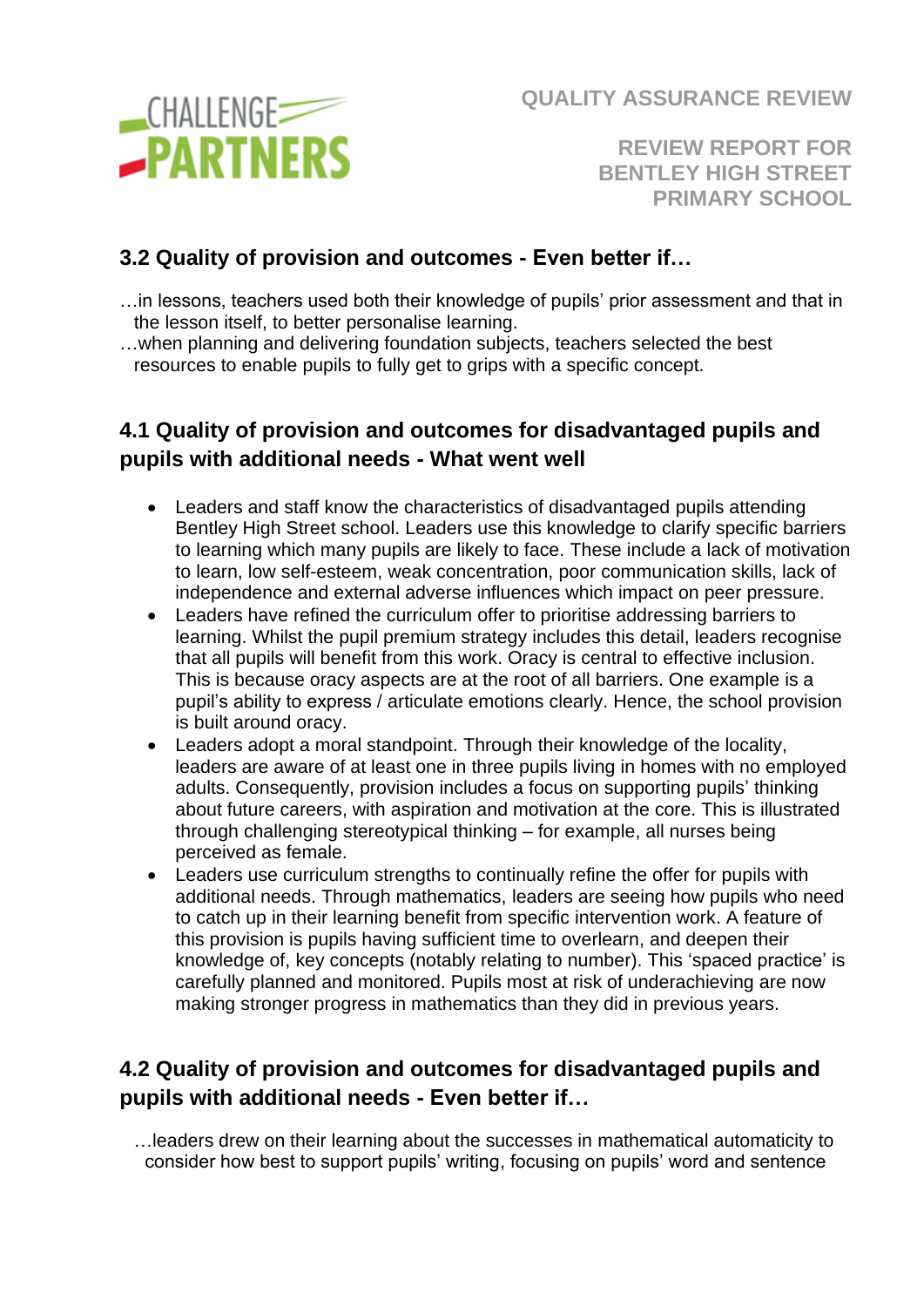### 3.2 Quality of provision and outcomes - Even better if…

…in lessons, teachers used both their knowledge of pupils' prior assessment and that in the lesson itself, to better personalise learning.

…when planning and delivering foundation subjects, teachers selected the best resources to enable pupils to fully get to grips with a specific concept.

### 4.1 Quality of provision and outcomes for disadvantaged pupils and pupils with additional needs - What went well

- Leaders and staff know the characteristics of disadvantaged pupils attending Bentley High Street school. Leaders use this knowledge to clarify specific barriers to learning which many pupils are likely to face. These include a lack of motivation to learn, low self-esteem, weak concentration, poor communication skills, lack of independence and external adverse influences which impact on peer pressure.
- Leaders have refined the curriculum offer to prioritise addressing barriers to learning. Whilst the pupil premium strategy includes this detail, leaders recognise that all pupils will benefit from this work. Oracy is central to effective inclusion. This is because oracy aspects are at the root of all barriers. One example is a pupil's ability to express / articulate emotions clearly. Hence, the school provision is built around oracy.
- Leaders adopt a moral standpoint. Through their knowledge of the locality, leaders are aware of at least one in three pupils living in homes with no employed adults. Consequently, provision includes a focus on supporting pupils' thinking about future careers, with aspiration and motivation at the core. This is illustrated through challenging stereotypical thinking – for example, all nurses being perceived as female.
- Leaders use curriculum strengths to continually refine the offer for pupils with additional needs. Through mathematics, leaders are seeing how pupils who need to catch up in their learning benefit from specific intervention work. A feature of this provision is pupils having sufficient time to overlearn, and deepen their knowledge of, key concepts (notably relating to number). This 'spaced practice' is carefully planned and monitored. Pupils most at risk of underachieving are now making stronger progress in mathematics than they did in previous years.

### 4.2 Quality of provision and outcomes for disadvantaged pupils and pupils with additional needs - Even better if…

…leaders drew on their learning about the successes in mathematical automaticity to consider how best to support pupils' writing, focusing on pupils' word and sentence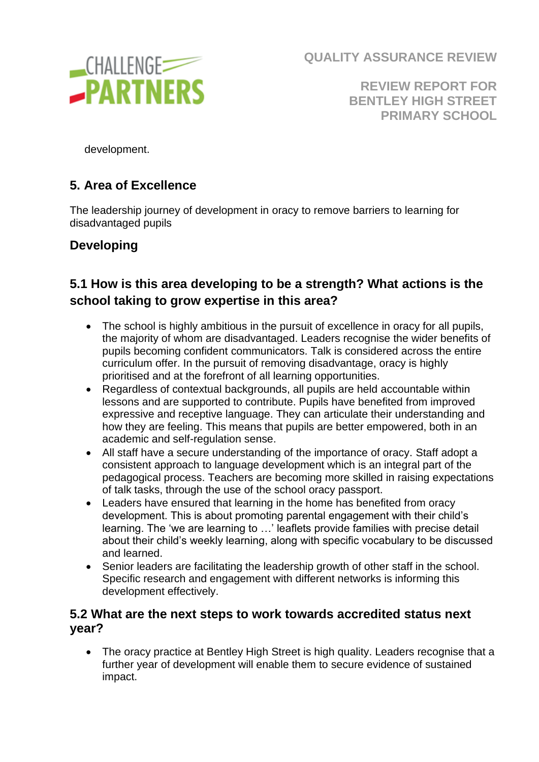development.

## 5. Area of Excellence

The leadership journey of development in oracy to remove barriers to learning for disadvantaged pupils

### Developing

### 5.1 How is this area developing to be a strength? What actions is the school taking to grow expertise in this area?

- The school is highly ambitious in the pursuit of excellence in oracy for all pupils, the majority of whom are disadvantaged. Leaders recognise the wider benefits of pupils becoming confident communicators. Talk is considered across the entire curriculum offer. In the pursuit of removing disadvantage, oracy is highly prioritised and at the forefront of all learning opportunities.
- Regardless of contextual backgrounds, all pupils are held accountable within lessons and are supported to contribute. Pupils have benefited from improved expressive and receptive language. They can articulate their understanding and how they are feeling. This means that pupils are better empowered, both in an academic and self-regulation sense.
- All staff have a secure understanding of the importance of oracy. Staff adopt a consistent approach to language development which is an integral part of the pedagogical process. Teachers are becoming more skilled in raising expectations of talk tasks, through the use of the school oracy passport.
- Leaders have ensured that learning in the home has benefited from oracy development. This is about promoting parental engagement with their child's learning. The 'we are learning to …' leaflets provide families with precise detail about their child's weekly learning, along with specific vocabulary to be discussed and learned.
- Senior leaders are facilitating the leadership growth of other staff in the school. Specific research and engagement with different networks is informing this development effectively.

### 5.2 What are the next steps to work towards accredited status next year?

- The oracy practice at Bentley High Street is high quality. Leaders recognise that a further year of development will enable them to secure evidence of sustained impact.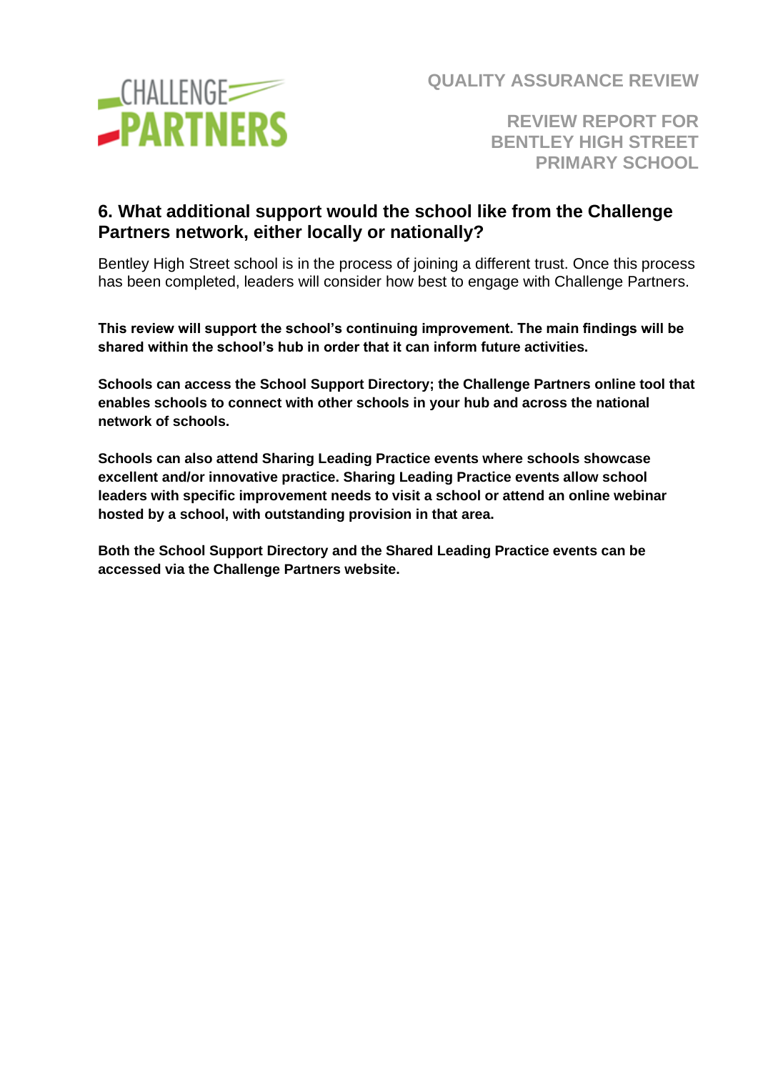## 6. What additional support would the school like from the Challenge Partners network, either locally or nationally?

Bentley High Street school is in the process of joining a different trust. Once this process has been completed, leaders will consider how best to engage with Challenge Partners.

**This review will support the school's continuing improvement. The main findings will be shared within the school's hub in order that it can inform future activities.**

**Schools can access the School Support Directory; the Challenge Partners online tool that enables schools to connect with other schools in your hub and across the national network of schools.**

**Schools can also attend Sharing Leading Practice events where schools showcase excellent and/or innovative practice. Sharing Leading Practice events allow school leaders with specific improvement needs to visit a school or attend an online webinar hosted by a school, with outstanding provision in that area.**

**Both the School Support Directory and the Shared Leading Practice events can be accessed via the Challenge Partners website.**